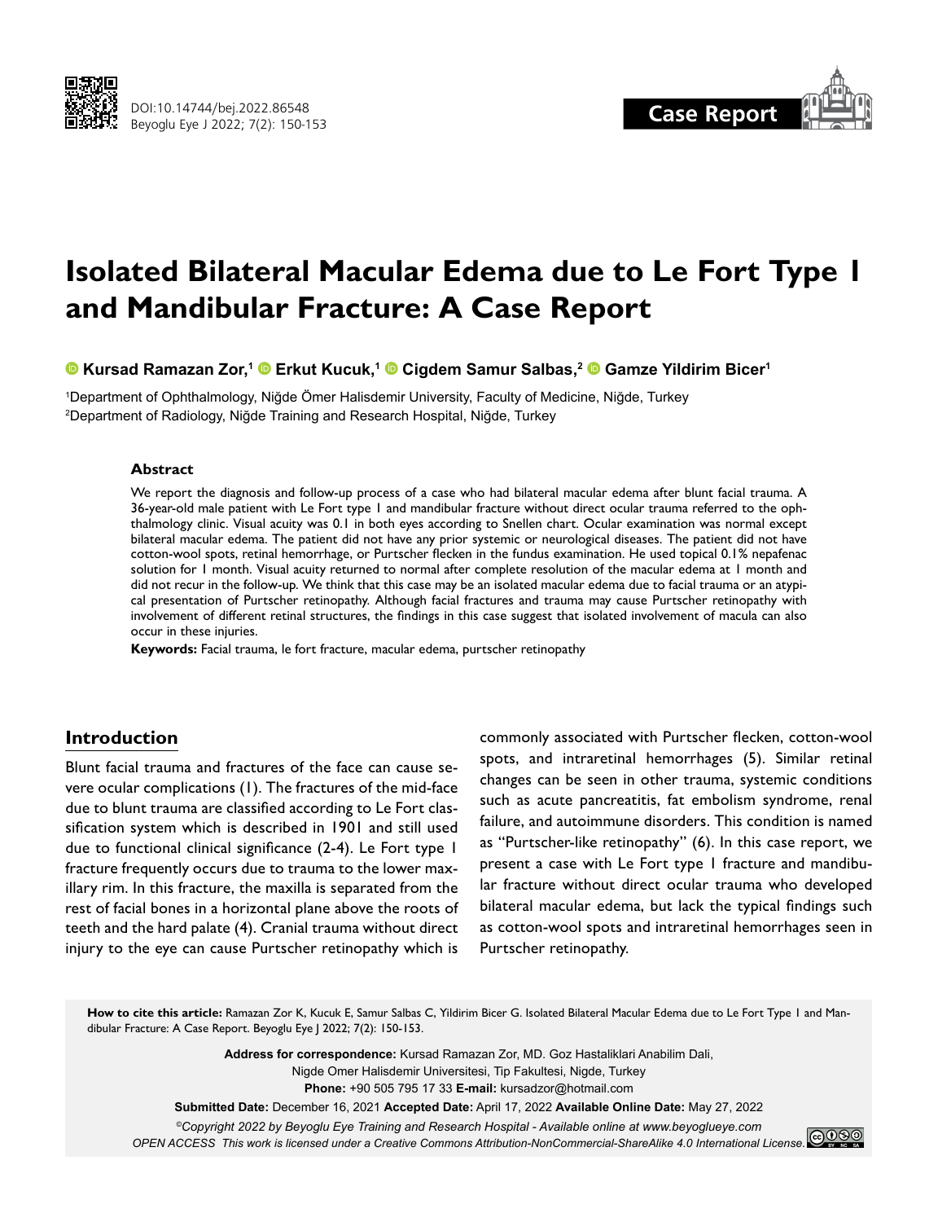DOI:10.14744/bej.2022.86548

Case Report

# Isolated Bilateral Macular Edema due to Le Fort Type 1 and Mandibular Fracture: A Case Report

Kursad Ramazan Zor,[1] Erkut Kucuk,[1] Cigdem Samur Salbas,[2] Gamze Yildirim Bicer[1]

[1]Department of Ophthalmology, Niğde Ömer Halisdemir University, Faculty of Medicine, Niğde, Turkey
[2]Department of Radiology, Niğde Training and Research Hospital, Niğde, Turkey

### Abstract

We report the diagnosis and follow-up process of a case who had bilateral macular edema after blunt facial trauma. A 36-year-old male patient with Le Fort type 1 and mandibular fracture without direct ocular trauma referred to the ophthalmology clinic. Visual acuity was 0.1 in both eyes according to Snellen chart. Ocular examination was normal except bilateral macular edema. The patient did not have any prior systemic or neurological diseases. The patient did not have cotton-wool spots, retinal hemorrhage, or Purtscher flecken in the fundus examination. He used topical 0.1% nepafenac solution for 1 month. Visual acuity returned to normal after complete resolution of the macular edema at 1 month and did not recur in the follow-up. We think that this case may be an isolated macular edema due to facial trauma or an atypical presentation of Purtscher retinopathy. Although facial fractures and trauma may cause Purtscher retinopathy with involvement of different retinal structures, the findings in this case suggest that isolated involvement of macula can also occur in these injuries.

**Keywords:** Facial trauma, le fort fracture, macular edema, purtscher retinopathy

## Introduction

Blunt facial trauma and fractures of the face can cause severe ocular complications (1). The fractures of the mid-face due to blunt trauma are classified according to Le Fort classification system which is described in 1901 and still used due to functional clinical significance (2-4). Le Fort type 1 fracture frequently occurs due to trauma to the lower maxillary rim. In this fracture, the maxilla is separated from the rest of facial bones in a horizontal plane above the roots of teeth and the hard palate (4). Cranial trauma without direct injury to the eye can cause Purtscher retinopathy which is commonly associated with Purtscher flecken, cotton-wool spots, and intraretinal hemorrhages (5). Similar retinal changes can be seen in other trauma, systemic conditions such as acute pancreatitis, fat embolism syndrome, renal failure, and autoimmune disorders. This condition is named as "Purtscher-like retinopathy" (6). In this case report, we present a case with Le Fort type 1 fracture and mandibular fracture without direct ocular trauma who developed bilateral macular edema, but lack the typical findings such as cotton-wool spots and intraretinal hemorrhages seen in Purtscher retinopathy.

**How to cite this article:** Ramazan Zor K, Kucuk E, Samur Salbas C, Yildirim Bicer G. Isolated Bilateral Macular Edema due to Le Fort Type 1 and Mandibular Fracture: A Case Report. Beyoglu Eye J 2022; 7(2): 150-153.

**Address for correspondence:** Kursad Ramazan Zor, MD. Goz Hastaliklari Anabilim Dali, Nigde Omer Halisdemir Universitesi, Tip Fakultesi, Nigde, Turkey
**Phone:** +90 505 795 17 33 **E-mail:** kursadzor@hotmail.com

**Submitted Date:** December 16, 2021 **Accepted Date:** April 17, 2022 **Available Online Date:** May 27, 2022

*©Copyright 2022 by Beyoglu Eye Training and Research Hospital - Available online at www.beyoglueye.com*
*OPEN ACCESS This work is licensed under a Creative Commons Attribution-NonCommercial-ShareAlike 4.0 International License.*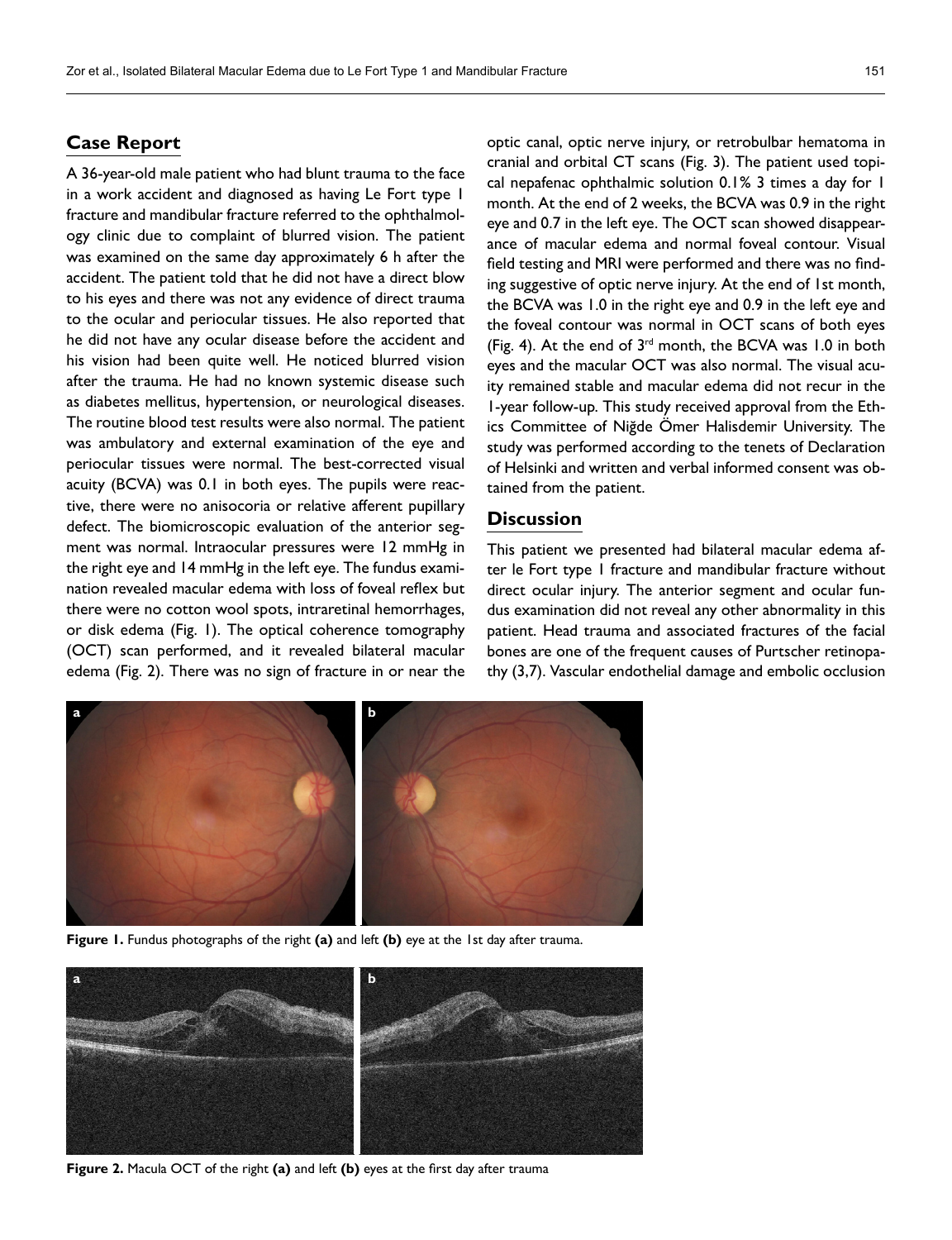## Case Report

A 36-year-old male patient who had blunt trauma to the face in a work accident and diagnosed as having Le Fort type 1 fracture and mandibular fracture referred to the ophthalmology clinic due to complaint of blurred vision. The patient was examined on the same day approximately 6 h after the accident. The patient told that he did not have a direct blow to his eyes and there was not any evidence of direct trauma to the ocular and periocular tissues. He also reported that he did not have any ocular disease before the accident and his vision had been quite well. He noticed blurred vision after the trauma. He had no known systemic disease such as diabetes mellitus, hypertension, or neurological diseases. The routine blood test results were also normal. The patient was ambulatory and external examination of the eye and periocular tissues were normal. The best-corrected visual acuity (BCVA) was 0.1 in both eyes. The pupils were reactive, there were no anisocoria or relative afferent pupillary defect. The biomicroscopic evaluation of the anterior segment was normal. Intraocular pressures were 12 mmHg in the right eye and 14 mmHg in the left eye. The fundus examination revealed macular edema with loss of foveal reflex but there were no cotton wool spots, intraretinal hemorrhages, or disk edema (Fig. 1). The optical coherence tomography (OCT) scan performed, and it revealed bilateral macular edema (Fig. 2). There was no sign of fracture in or near the optic canal, optic nerve injury, or retrobulbar hematoma in cranial and orbital CT scans (Fig. 3). The patient used topical nepafenac ophthalmic solution 0.1% 3 times a day for 1 month. At the end of 2 weeks, the BCVA was 0.9 in the right eye and 0.7 in the left eye. The OCT scan showed disappearance of macular edema and normal foveal contour. Visual field testing and MRI were performed and there was no finding suggestive of optic nerve injury. At the end of 1st month, the BCVA was 1.0 in the right eye and 0.9 in the left eye and the foveal contour was normal in OCT scans of both eyes (Fig. 4). At the end of 3rd month, the BCVA was 1.0 in both eyes and the macular OCT was also normal. The visual acuity remained stable and macular edema did not recur in the 1-year follow-up. This study received approval from the Ethics Committee of Niğde Ömer Halisdemir University. The study was performed according to the tenets of Declaration of Helsinki and written and verbal informed consent was obtained from the patient.

## Discussion

This patient we presented had bilateral macular edema after le Fort type 1 fracture and mandibular fracture without direct ocular injury. The anterior segment and ocular fundus examination did not reveal any other abnormality in this patient. Head trauma and associated fractures of the facial bones are one of the frequent causes of Purtscher retinopathy (3,7). Vascular endothelial damage and embolic occlusion

**Figure 1.** Fundus photographs of the right **(a)** and left **(b)** eye at the 1st day after trauma.

**Figure 2.** Macula OCT of the right **(a)** and left **(b)** eyes at the first day after trauma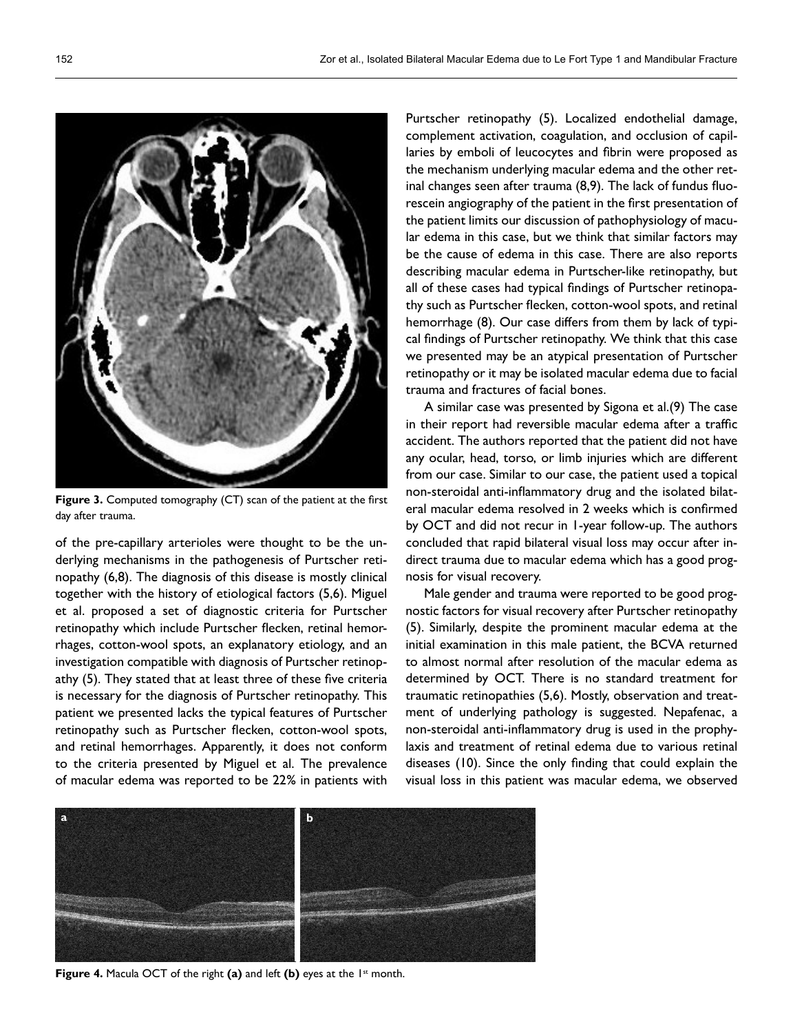Figure 3. Computed tomography (CT) scan of the patient at the first day after trauma.

of the pre-capillary arterioles were thought to be the underlying mechanisms in the pathogenesis of Purtscher retinopathy (6,8). The diagnosis of this disease is mostly clinical together with the history of etiological factors (5,6). Miguel et al. proposed a set of diagnostic criteria for Purtscher retinopathy which include Purtscher flecken, retinal hemorrhages, cotton-wool spots, an explanatory etiology, and an investigation compatible with diagnosis of Purtscher retinopathy (5). They stated that at least three of these five criteria is necessary for the diagnosis of Purtscher retinopathy. This patient we presented lacks the typical features of Purtscher retinopathy such as Purtscher flecken, cotton-wool spots, and retinal hemorrhages. Apparently, it does not conform to the criteria presented by Miguel et al. The prevalence of macular edema was reported to be 22% in patients with Purtscher retinopathy (5). Localized endothelial damage, complement activation, coagulation, and occlusion of capillaries by emboli of leucocytes and fibrin were proposed as the mechanism underlying macular edema and the other retinal changes seen after trauma (8,9). The lack of fundus fluorescein angiography of the patient in the first presentation of the patient limits our discussion of pathophysiology of macular edema in this case, but we think that similar factors may be the cause of edema in this case. There are also reports describing macular edema in Purtscher-like retinopathy, but all of these cases had typical findings of Purtscher retinopathy such as Purtscher flecken, cotton-wool spots, and retinal hemorrhage (8). Our case differs from them by lack of typical findings of Purtscher retinopathy. We think that this case we presented may be an atypical presentation of Purtscher retinopathy or it may be isolated macular edema due to facial trauma and fractures of facial bones.

A similar case was presented by Sigona et al.(9) The case in their report had reversible macular edema after a traffic accident. The authors reported that the patient did not have any ocular, head, torso, or limb injuries which are different from our case. Similar to our case, the patient used a topical non-steroidal anti-inflammatory drug and the isolated bilateral macular edema resolved in 2 weeks which is confirmed by OCT and did not recur in 1-year follow-up. The authors concluded that rapid bilateral visual loss may occur after indirect trauma due to macular edema which has a good prognosis for visual recovery.

Male gender and trauma were reported to be good prognostic factors for visual recovery after Purtscher retinopathy (5). Similarly, despite the prominent macular edema at the initial examination in this male patient, the BCVA returned to almost normal after resolution of the macular edema as determined by OCT. There is no standard treatment for traumatic retinopathies (5,6). Mostly, observation and treatment of underlying pathology is suggested. Nepafenac, a non-steroidal anti-inflammatory drug is used in the prophylaxis and treatment of retinal edema due to various retinal diseases (10). Since the only finding that could explain the visual loss in this patient was macular edema, we observed

Figure 4. Macula OCT of the right **(a)** and left **(b)** eyes at the 1st month.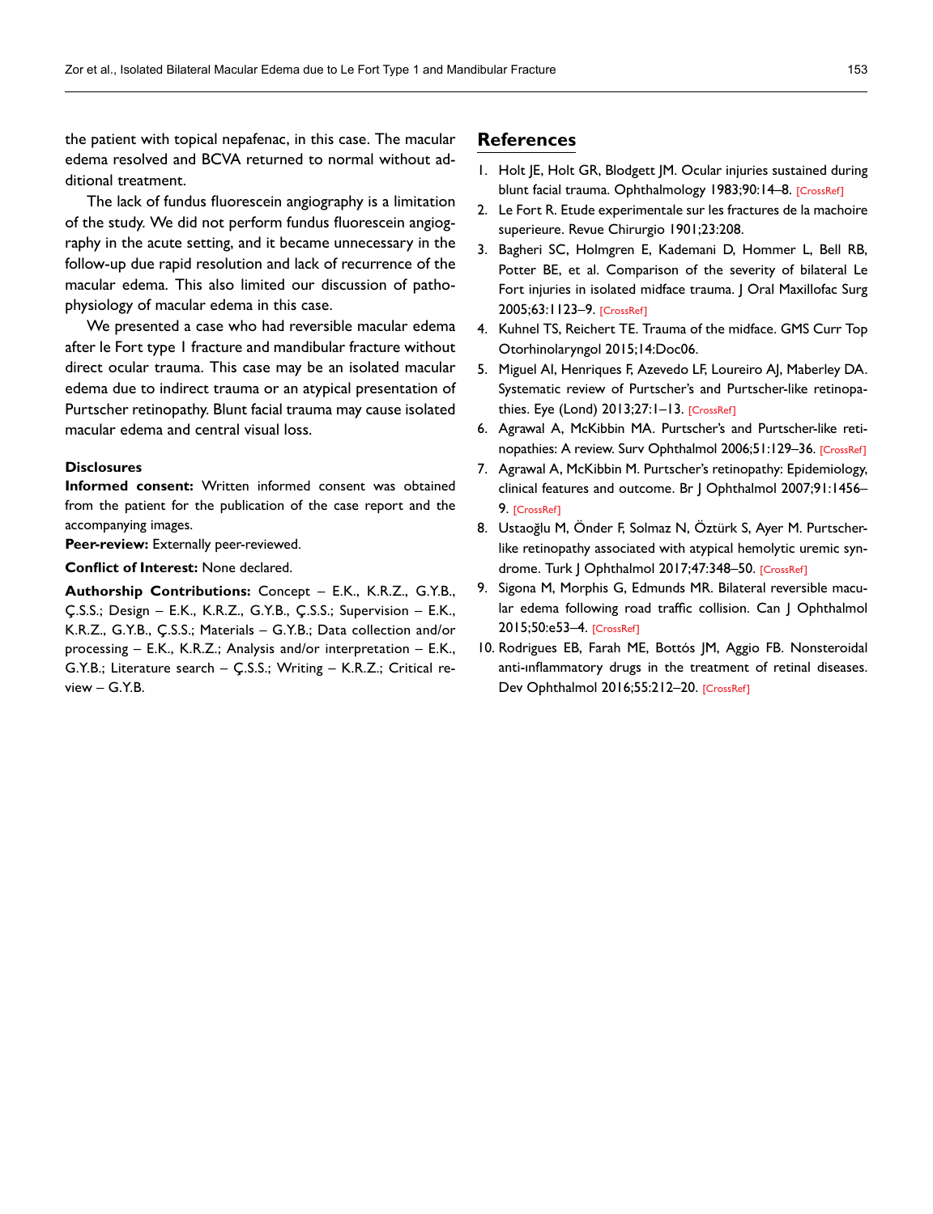the patient with topical nepafenac, in this case. The macular edema resolved and BCVA returned to normal without additional treatment.

The lack of fundus fluorescein angiography is a limitation of the study. We did not perform fundus fluorescein angiography in the acute setting, and it became unnecessary in the follow-up due rapid resolution and lack of recurrence of the macular edema. This also limited our discussion of pathophysiology of macular edema in this case.

We presented a case who had reversible macular edema after le Fort type I fracture and mandibular fracture without direct ocular trauma. This case may be an isolated macular edema due to indirect trauma or an atypical presentation of Purtscher retinopathy. Blunt facial trauma may cause isolated macular edema and central visual loss.

### Disclosures

**Informed consent:** Written informed consent was obtained from the patient for the publication of the case report and the accompanying images.

**Peer-review:** Externally peer-reviewed.

**Conflict of Interest:** None declared.

**Authorship Contributions:** Concept – E.K., K.R.Z., G.Y.B., Ç.S.S.; Design – E.K., K.R.Z., G.Y.B., Ç.S.S.; Supervision – E.K., K.R.Z., G.Y.B., Ç.S.S.; Materials – G.Y.B.; Data collection and/or processing – E.K., K.R.Z.; Analysis and/or interpretation – E.K., G.Y.B.; Literature search – Ç.S.S.; Writing – K.R.Z.; Critical review – G.Y.B.

## References

1. Holt JE, Holt GR, Blodgett JM. Ocular injuries sustained during blunt facial trauma. Ophthalmology 1983;90:14–8. [CrossRef]
2. Le Fort R. Etude experimentale sur les fractures de la machoire superieure. Revue Chirurgio 1901;23:208.
3. Bagheri SC, Holmgren E, Kademani D, Hommer L, Bell RB, Potter BE, et al. Comparison of the severity of bilateral Le Fort injuries in isolated midface trauma. J Oral Maxillofac Surg 2005;63:1123–9. [CrossRef]
4. Kuhnel TS, Reichert TE. Trauma of the midface. GMS Curr Top Otorhinolaryngol 2015;14:Doc06.
5. Miguel AI, Henriques F, Azevedo LF, Loureiro AJ, Maberley DA. Systematic review of Purtscher's and Purtscher-like retinopathies. Eye (Lond) 2013;27:1–13. [CrossRef]
6. Agrawal A, McKibbin MA. Purtscher's and Purtscher-like retinopathies: A review. Surv Ophthalmol 2006;51:129–36. [CrossRef]
7. Agrawal A, McKibbin M. Purtscher's retinopathy: Epidemiology, clinical features and outcome. Br J Ophthalmol 2007;91:1456–9. [CrossRef]
8. Ustaoğlu M, Önder F, Solmaz N, Öztürk S, Ayer M. Purtscher-like retinopathy associated with atypical hemolytic uremic syndrome. Turk J Ophthalmol 2017;47:348–50. [CrossRef]
9. Sigona M, Morphis G, Edmunds MR. Bilateral reversible macular edema following road traffic collision. Can J Ophthalmol 2015;50:e53–4. [CrossRef]
10. Rodrigues EB, Farah ME, Bottós JM, Aggio FB. Nonsteroidal anti-ınflammatory drugs in the treatment of retinal diseases. Dev Ophthalmol 2016;55:212–20. [CrossRef]